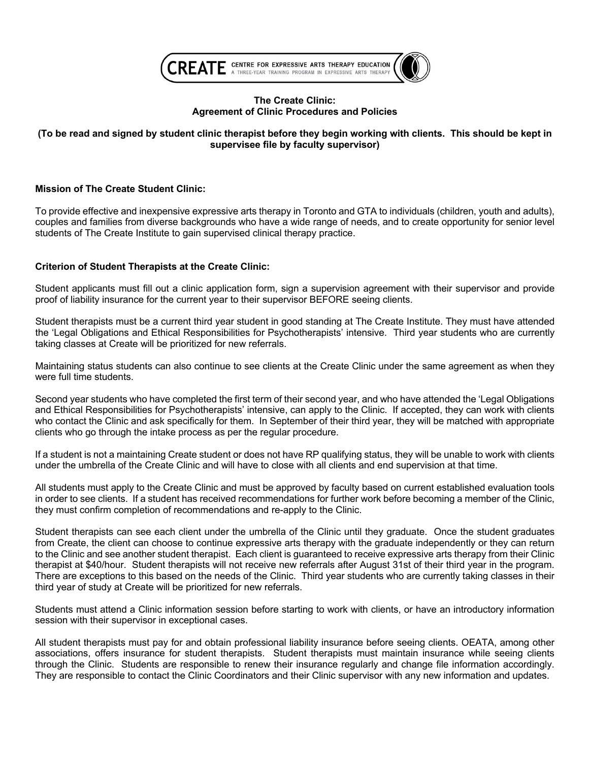CREATE CENTRE FOR EXPRESSIVE ARTS THERAPY EDUCATION
A THREE-YEAR TRAINING PROGRAM IN EXPRESSIVE ARTS THERAPY

# The Create Clinic: Agreement of Clinic Procedures and Policies

**(To be read and signed by student clinic therapist before they begin working with clients. This should be kept in supervisee file by faculty supervisor)**

## Mission of The Create Student Clinic:

To provide effective and inexpensive expressive arts therapy in Toronto and GTA to individuals (children, youth and adults), couples and families from diverse backgrounds who have a wide range of needs, and to create opportunity for senior level students of The Create Institute to gain supervised clinical therapy practice.

## Criterion of Student Therapists at the Create Clinic:

Student applicants must fill out a clinic application form, sign a supervision agreement with their supervisor and provide proof of liability insurance for the current year to their supervisor BEFORE seeing clients.

Student therapists must be a current third year student in good standing at The Create Institute. They must have attended the 'Legal Obligations and Ethical Responsibilities for Psychotherapists' intensive. Third year students who are currently taking classes at Create will be prioritized for new referrals.

Maintaining status students can also continue to see clients at the Create Clinic under the same agreement as when they were full time students.

Second year students who have completed the first term of their second year, and who have attended the 'Legal Obligations and Ethical Responsibilities for Psychotherapists' intensive, can apply to the Clinic. If accepted, they can work with clients who contact the Clinic and ask specifically for them. In September of their third year, they will be matched with appropriate clients who go through the intake process as per the regular procedure.

If a student is not a maintaining Create student or does not have RP qualifying status, they will be unable to work with clients under the umbrella of the Create Clinic and will have to close with all clients and end supervision at that time.

All students must apply to the Create Clinic and must be approved by faculty based on current established evaluation tools in order to see clients. If a student has received recommendations for further work before becoming a member of the Clinic, they must confirm completion of recommendations and re-apply to the Clinic.

Student therapists can see each client under the umbrella of the Clinic until they graduate. Once the student graduates from Create, the client can choose to continue expressive arts therapy with the graduate independently or they can return to the Clinic and see another student therapist. Each client is guaranteed to receive expressive arts therapy from their Clinic therapist at $40/hour. Student therapists will not receive new referrals after August 31st of their third year in the program. There are exceptions to this based on the needs of the Clinic. Third year students who are currently taking classes in their third year of study at Create will be prioritized for new referrals.

Students must attend a Clinic information session before starting to work with clients, or have an introductory information session with their supervisor in exceptional cases.

All student therapists must pay for and obtain professional liability insurance before seeing clients. OEATA, among other associations, offers insurance for student therapists. Student therapists must maintain insurance while seeing clients through the Clinic. Students are responsible to renew their insurance regularly and change file information accordingly. They are responsible to contact the Clinic Coordinators and their Clinic supervisor with any new information and updates.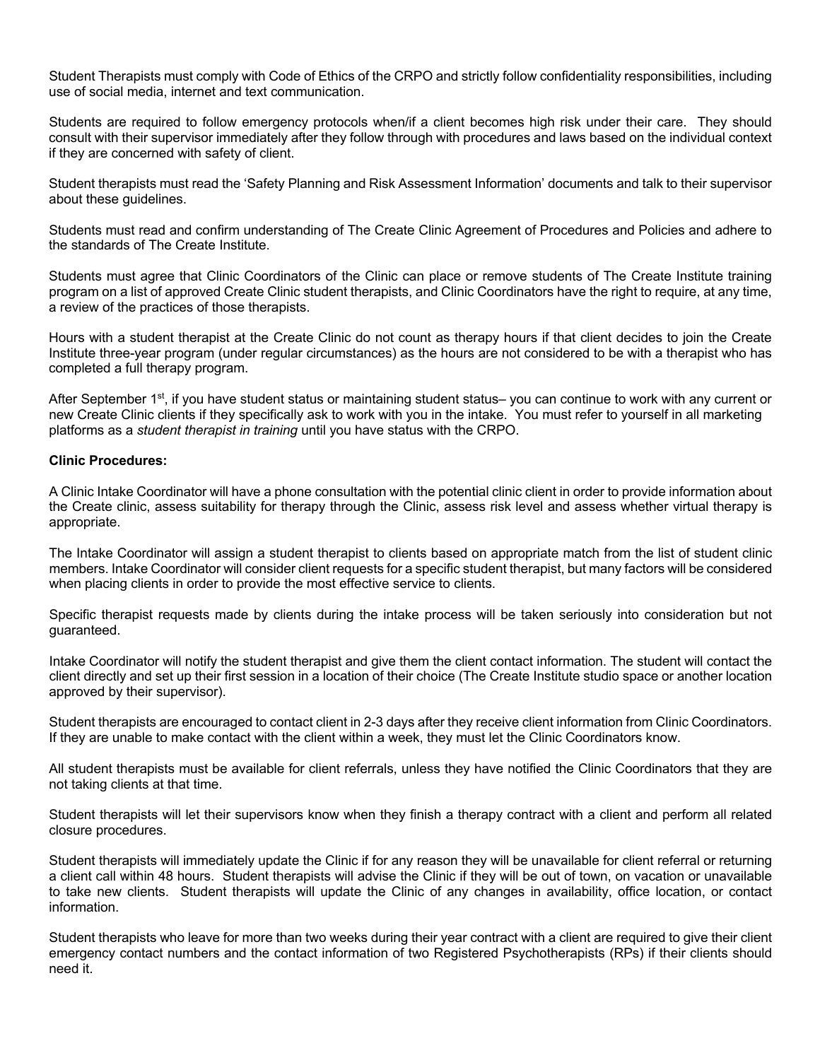Student Therapists must comply with Code of Ethics of the CRPO and strictly follow confidentiality responsibilities, including use of social media, internet and text communication.

Students are required to follow emergency protocols when/if a client becomes high risk under their care. They should consult with their supervisor immediately after they follow through with procedures and laws based on the individual context if they are concerned with safety of client.

Student therapists must read the 'Safety Planning and Risk Assessment Information' documents and talk to their supervisor about these guidelines.

Students must read and confirm understanding of The Create Clinic Agreement of Procedures and Policies and adhere to the standards of The Create Institute.

Students must agree that Clinic Coordinators of the Clinic can place or remove students of The Create Institute training program on a list of approved Create Clinic student therapists, and Clinic Coordinators have the right to require, at any time, a review of the practices of those therapists.

Hours with a student therapist at the Create Clinic do not count as therapy hours if that client decides to join the Create Institute three-year program (under regular circumstances) as the hours are not considered to be with a therapist who has completed a full therapy program.

After September 1st, if you have student status or maintaining student status– you can continue to work with any current or new Create Clinic clients if they specifically ask to work with you in the intake. You must refer to yourself in all marketing platforms as a *student therapist in training* until you have status with the CRPO.

**Clinic Procedures:**

A Clinic Intake Coordinator will have a phone consultation with the potential clinic client in order to provide information about the Create clinic, assess suitability for therapy through the Clinic, assess risk level and assess whether virtual therapy is appropriate.

The Intake Coordinator will assign a student therapist to clients based on appropriate match from the list of student clinic members. Intake Coordinator will consider client requests for a specific student therapist, but many factors will be considered when placing clients in order to provide the most effective service to clients.

Specific therapist requests made by clients during the intake process will be taken seriously into consideration but not guaranteed.

Intake Coordinator will notify the student therapist and give them the client contact information. The student will contact the client directly and set up their first session in a location of their choice (The Create Institute studio space or another location approved by their supervisor).

Student therapists are encouraged to contact client in 2-3 days after they receive client information from Clinic Coordinators. If they are unable to make contact with the client within a week, they must let the Clinic Coordinators know.

All student therapists must be available for client referrals, unless they have notified the Clinic Coordinators that they are not taking clients at that time.

Student therapists will let their supervisors know when they finish a therapy contract with a client and perform all related closure procedures.

Student therapists will immediately update the Clinic if for any reason they will be unavailable for client referral or returning a client call within 48 hours. Student therapists will advise the Clinic if they will be out of town, on vacation or unavailable to take new clients. Student therapists will update the Clinic of any changes in availability, office location, or contact information.

Student therapists who leave for more than two weeks during their year contract with a client are required to give their client emergency contact numbers and the contact information of two Registered Psychotherapists (RPs) if their clients should need it.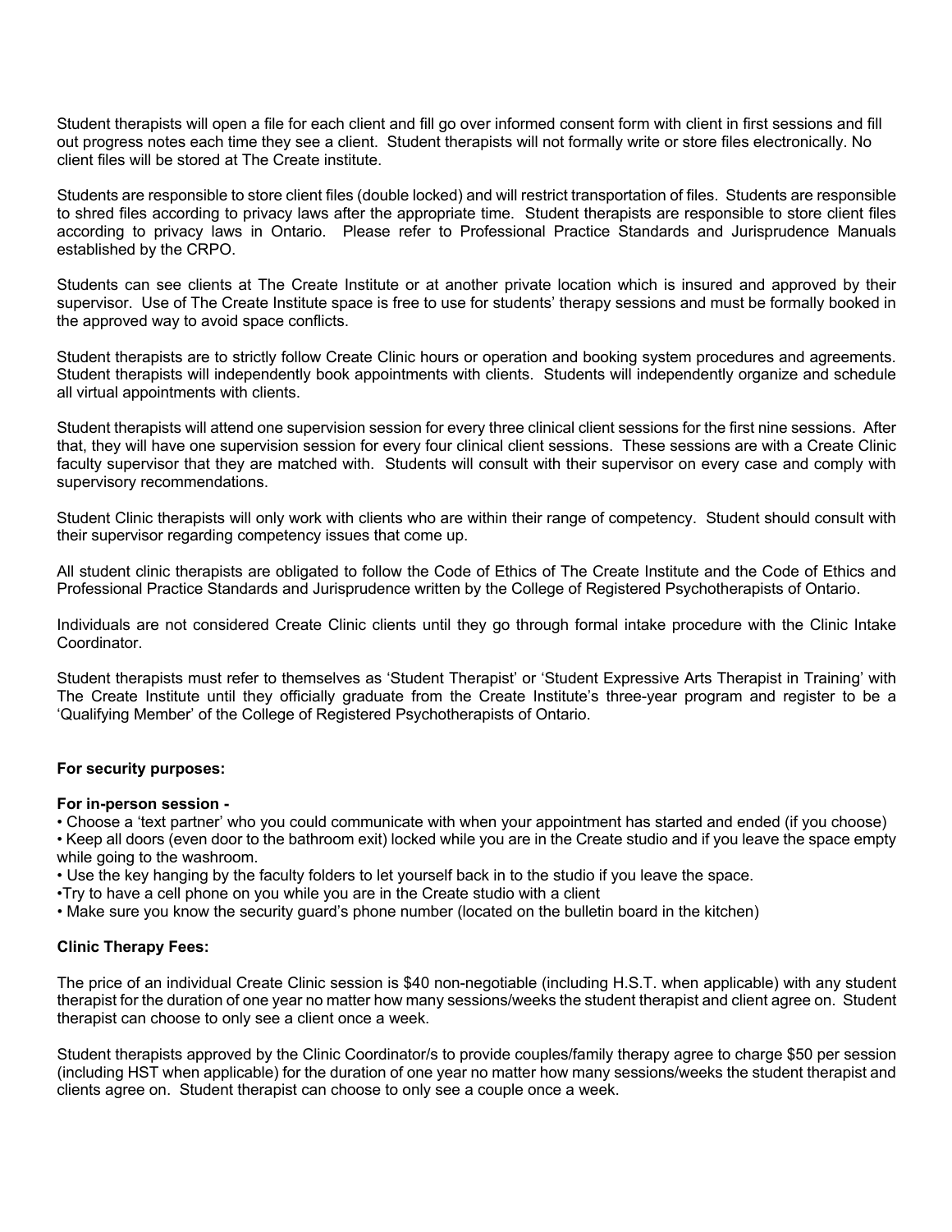Student therapists will open a file for each client and fill go over informed consent form with client in first sessions and fill out progress notes each time they see a client. Student therapists will not formally write or store files electronically. No client files will be stored at The Create institute.

Students are responsible to store client files (double locked) and will restrict transportation of files. Students are responsible to shred files according to privacy laws after the appropriate time. Student therapists are responsible to store client files according to privacy laws in Ontario. Please refer to Professional Practice Standards and Jurisprudence Manuals established by the CRPO.

Students can see clients at The Create Institute or at another private location which is insured and approved by their supervisor. Use of The Create Institute space is free to use for students' therapy sessions and must be formally booked in the approved way to avoid space conflicts.

Student therapists are to strictly follow Create Clinic hours or operation and booking system procedures and agreements. Student therapists will independently book appointments with clients. Students will independently organize and schedule all virtual appointments with clients.

Student therapists will attend one supervision session for every three clinical client sessions for the first nine sessions. After that, they will have one supervision session for every four clinical client sessions. These sessions are with a Create Clinic faculty supervisor that they are matched with. Students will consult with their supervisor on every case and comply with supervisory recommendations.

Student Clinic therapists will only work with clients who are within their range of competency. Student should consult with their supervisor regarding competency issues that come up.

All student clinic therapists are obligated to follow the Code of Ethics of The Create Institute and the Code of Ethics and Professional Practice Standards and Jurisprudence written by the College of Registered Psychotherapists of Ontario.

Individuals are not considered Create Clinic clients until they go through formal intake procedure with the Clinic Intake Coordinator.

Student therapists must refer to themselves as 'Student Therapist' or 'Student Expressive Arts Therapist in Training' with The Create Institute until they officially graduate from the Create Institute's three-year program and register to be a 'Qualifying Member' of the College of Registered Psychotherapists of Ontario.

**For security purposes:**

**For in-person session -**

- Choose a 'text partner' who you could communicate with when your appointment has started and ended (if you choose)
- Keep all doors (even door to the bathroom exit) locked while you are in the Create studio and if you leave the space empty while going to the washroom.
- Use the key hanging by the faculty folders to let yourself back in to the studio if you leave the space.
- Try to have a cell phone on you while you are in the Create studio with a client
- Make sure you know the security guard's phone number (located on the bulletin board in the kitchen)

**Clinic Therapy Fees:**

The price of an individual Create Clinic session is $40 non-negotiable (including H.S.T. when applicable) with any student therapist for the duration of one year no matter how many sessions/weeks the student therapist and client agree on. Student therapist can choose to only see a client once a week.

Student therapists approved by the Clinic Coordinator/s to provide couples/family therapy agree to charge $50 per session (including HST when applicable) for the duration of one year no matter how many sessions/weeks the student therapist and clients agree on. Student therapist can choose to only see a couple once a week.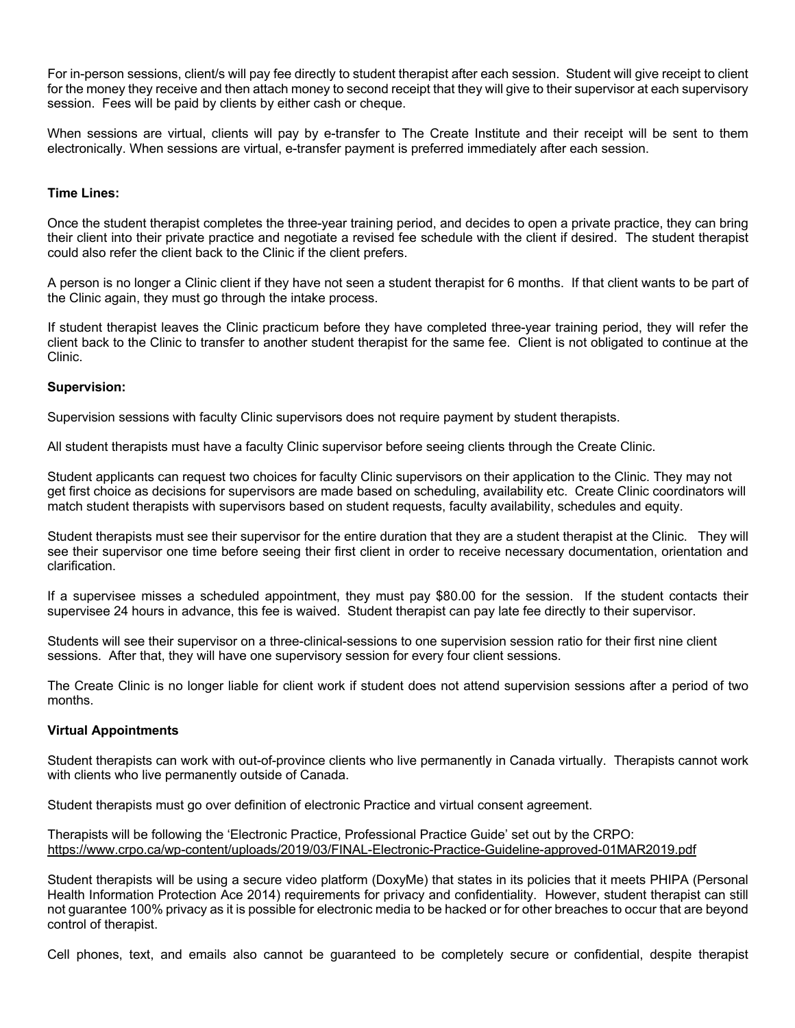For in-person sessions, client/s will pay fee directly to student therapist after each session. Student will give receipt to client for the money they receive and then attach money to second receipt that they will give to their supervisor at each supervisory session. Fees will be paid by clients by either cash or cheque.

When sessions are virtual, clients will pay by e-transfer to The Create Institute and their receipt will be sent to them electronically. When sessions are virtual, e-transfer payment is preferred immediately after each session.

**Time Lines:**

Once the student therapist completes the three-year training period, and decides to open a private practice, they can bring their client into their private practice and negotiate a revised fee schedule with the client if desired. The student therapist could also refer the client back to the Clinic if the client prefers.

A person is no longer a Clinic client if they have not seen a student therapist for 6 months. If that client wants to be part of the Clinic again, they must go through the intake process.

If student therapist leaves the Clinic practicum before they have completed three-year training period, they will refer the client back to the Clinic to transfer to another student therapist for the same fee. Client is not obligated to continue at the Clinic.

**Supervision:**

Supervision sessions with faculty Clinic supervisors does not require payment by student therapists.

All student therapists must have a faculty Clinic supervisor before seeing clients through the Create Clinic.

Student applicants can request two choices for faculty Clinic supervisors on their application to the Clinic. They may not get first choice as decisions for supervisors are made based on scheduling, availability etc. Create Clinic coordinators will match student therapists with supervisors based on student requests, faculty availability, schedules and equity.

Student therapists must see their supervisor for the entire duration that they are a student therapist at the Clinic. They will see their supervisor one time before seeing their first client in order to receive necessary documentation, orientation and clarification.

If a supervisee misses a scheduled appointment, they must pay $80.00 for the session. If the student contacts their supervisee 24 hours in advance, this fee is waived. Student therapist can pay late fee directly to their supervisor.

Students will see their supervisor on a three-clinical-sessions to one supervision session ratio for their first nine client sessions. After that, they will have one supervisory session for every four client sessions.

The Create Clinic is no longer liable for client work if student does not attend supervision sessions after a period of two months.

**Virtual Appointments**

Student therapists can work with out-of-province clients who live permanently in Canada virtually. Therapists cannot work with clients who live permanently outside of Canada.

Student therapists must go over definition of electronic Practice and virtual consent agreement.

Therapists will be following the 'Electronic Practice, Professional Practice Guide' set out by the CRPO: https://www.crpo.ca/wp-content/uploads/2019/03/FINAL-Electronic-Practice-Guideline-approved-01MAR2019.pdf

Student therapists will be using a secure video platform (DoxyMe) that states in its policies that it meets PHIPA (Personal Health Information Protection Ace 2014) requirements for privacy and confidentiality. However, student therapist can still not guarantee 100% privacy as it is possible for electronic media to be hacked or for other breaches to occur that are beyond control of therapist.

Cell phones, text, and emails also cannot be guaranteed to be completely secure or confidential, despite therapist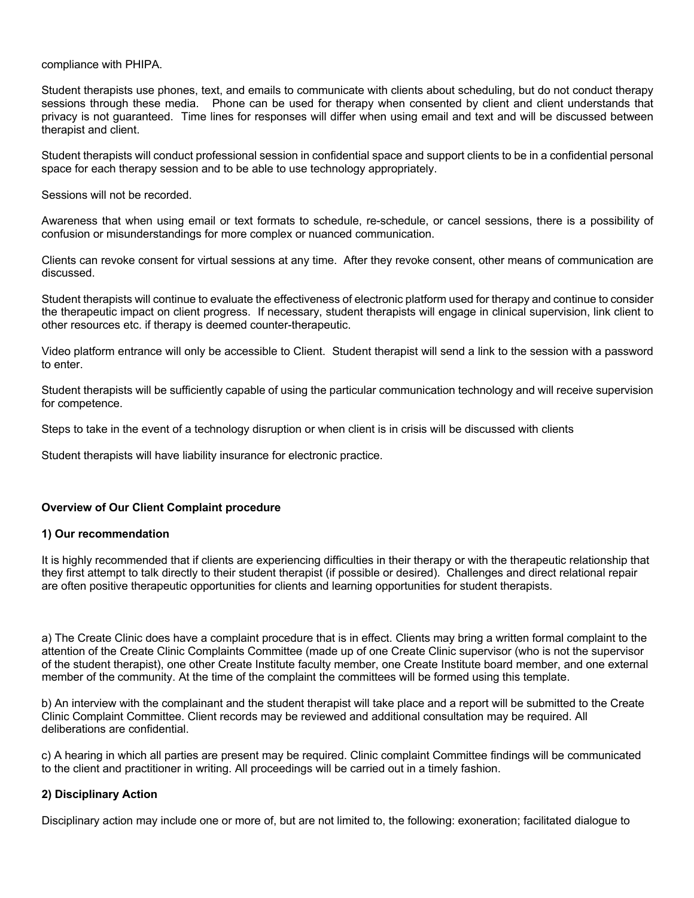compliance with PHIPA.

Student therapists use phones, text, and emails to communicate with clients about scheduling, but do not conduct therapy sessions through these media. Phone can be used for therapy when consented by client and client understands that privacy is not guaranteed. Time lines for responses will differ when using email and text and will be discussed between therapist and client.

Student therapists will conduct professional session in confidential space and support clients to be in a confidential personal space for each therapy session and to be able to use technology appropriately.

Sessions will not be recorded.

Awareness that when using email or text formats to schedule, re-schedule, or cancel sessions, there is a possibility of confusion or misunderstandings for more complex or nuanced communication.

Clients can revoke consent for virtual sessions at any time. After they revoke consent, other means of communication are discussed.

Student therapists will continue to evaluate the effectiveness of electronic platform used for therapy and continue to consider the therapeutic impact on client progress. If necessary, student therapists will engage in clinical supervision, link client to other resources etc. if therapy is deemed counter-therapeutic.

Video platform entrance will only be accessible to Client. Student therapist will send a link to the session with a password to enter.

Student therapists will be sufficiently capable of using the particular communication technology and will receive supervision for competence.

Steps to take in the event of a technology disruption or when client is in crisis will be discussed with clients

Student therapists will have liability insurance for electronic practice.

**Overview of Our Client Complaint procedure**

**1) Our recommendation**

It is highly recommended that if clients are experiencing difficulties in their therapy or with the therapeutic relationship that they first attempt to talk directly to their student therapist (if possible or desired). Challenges and direct relational repair are often positive therapeutic opportunities for clients and learning opportunities for student therapists.

a) The Create Clinic does have a complaint procedure that is in effect. Clients may bring a written formal complaint to the attention of the Create Clinic Complaints Committee (made up of one Create Clinic supervisor (who is not the supervisor of the student therapist), one other Create Institute faculty member, one Create Institute board member, and one external member of the community. At the time of the complaint the committees will be formed using this template.

b) An interview with the complainant and the student therapist will take place and a report will be submitted to the Create Clinic Complaint Committee. Client records may be reviewed and additional consultation may be required. All deliberations are confidential.

c) A hearing in which all parties are present may be required. Clinic complaint Committee findings will be communicated to the client and practitioner in writing. All proceedings will be carried out in a timely fashion.

**2) Disciplinary Action**

Disciplinary action may include one or more of, but are not limited to, the following: exoneration; facilitated dialogue to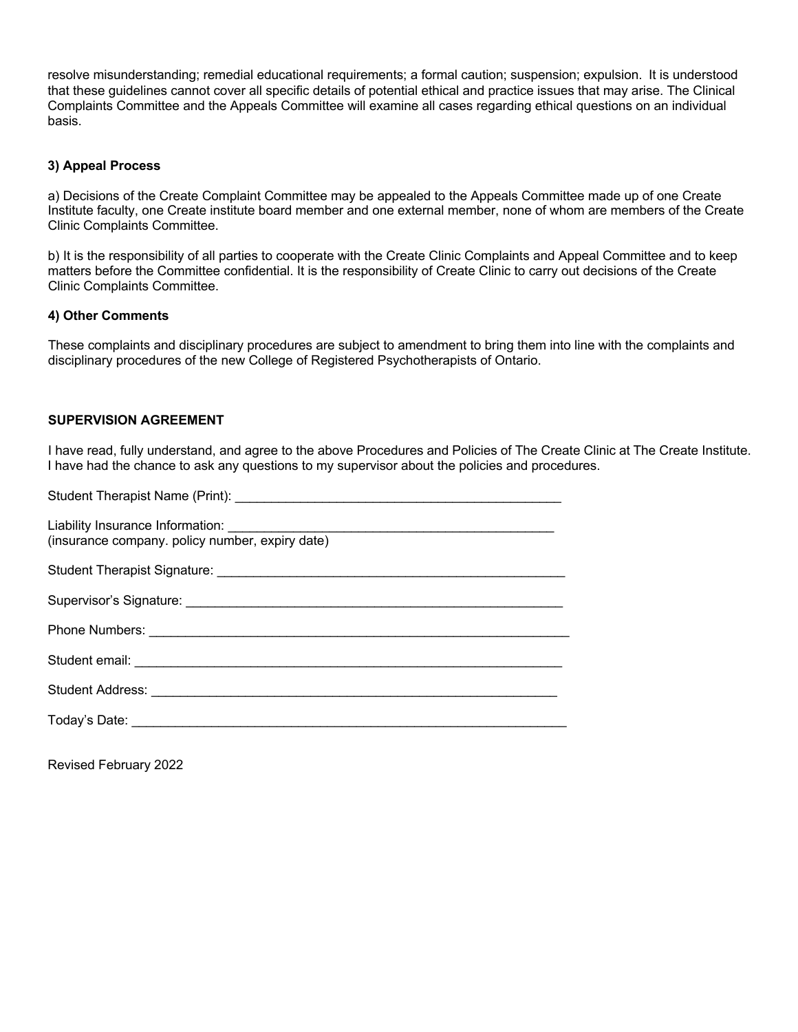resolve misunderstanding; remedial educational requirements; a formal caution; suspension; expulsion. It is understood that these guidelines cannot cover all specific details of potential ethical and practice issues that may arise. The Clinical Complaints Committee and the Appeals Committee will examine all cases regarding ethical questions on an individual basis.

**3) Appeal Process**

a) Decisions of the Create Complaint Committee may be appealed to the Appeals Committee made up of one Create Institute faculty, one Create institute board member and one external member, none of whom are members of the Create Clinic Complaints Committee.

b) It is the responsibility of all parties to cooperate with the Create Clinic Complaints and Appeal Committee and to keep matters before the Committee confidential. It is the responsibility of Create Clinic to carry out decisions of the Create Clinic Complaints Committee.

**4) Other Comments**

These complaints and disciplinary procedures are subject to amendment to bring them into line with the complaints and disciplinary procedures of the new College of Registered Psychotherapists of Ontario.

**SUPERVISION AGREEMENT**

I have read, fully understand, and agree to the above Procedures and Policies of The Create Clinic at The Create Institute. I have had the chance to ask any questions to my supervisor about the policies and procedures.

Student Therapist Name (Print): _______________________________________________

Liability Insurance Information: _______________________________________________
(insurance company. policy number, expiry date)

Student Therapist Signature: __________________________________________________

Supervisor's Signature: ______________________________________________________

Phone Numbers: ____________________________________________________________

Student email: ______________________________________________________________

Student Address: ____________________________________________________________

Today's Date: _______________________________________________________________

Revised February 2022